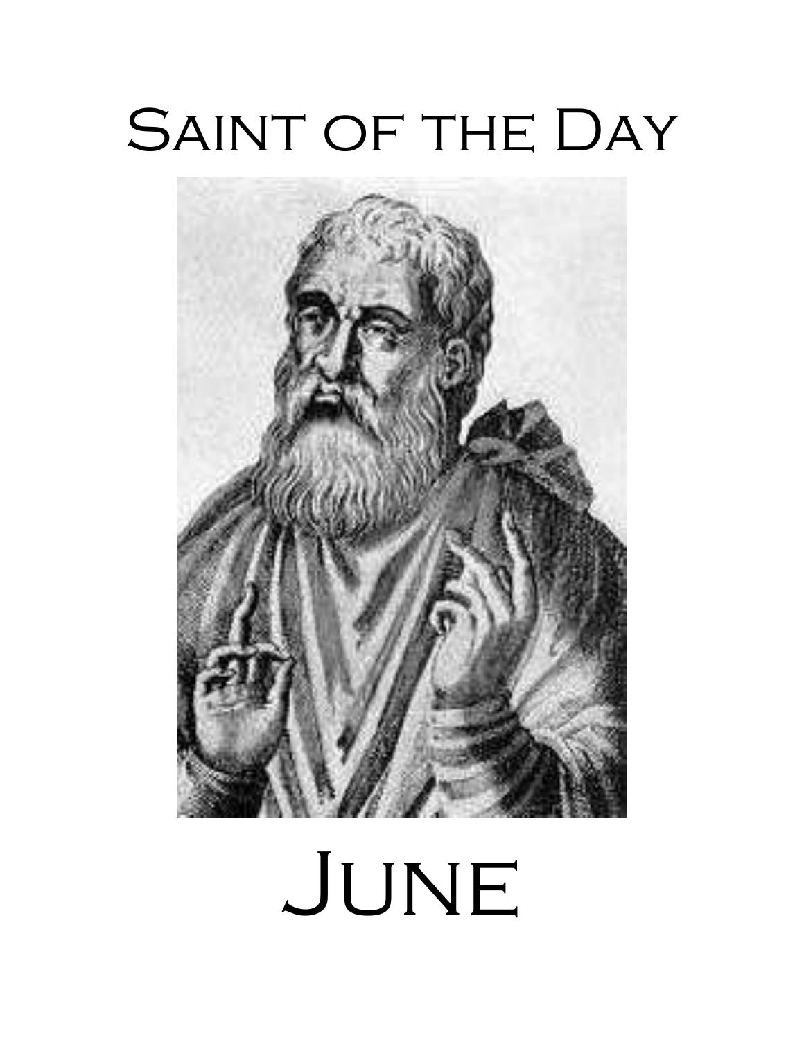# Saint of the Day

# June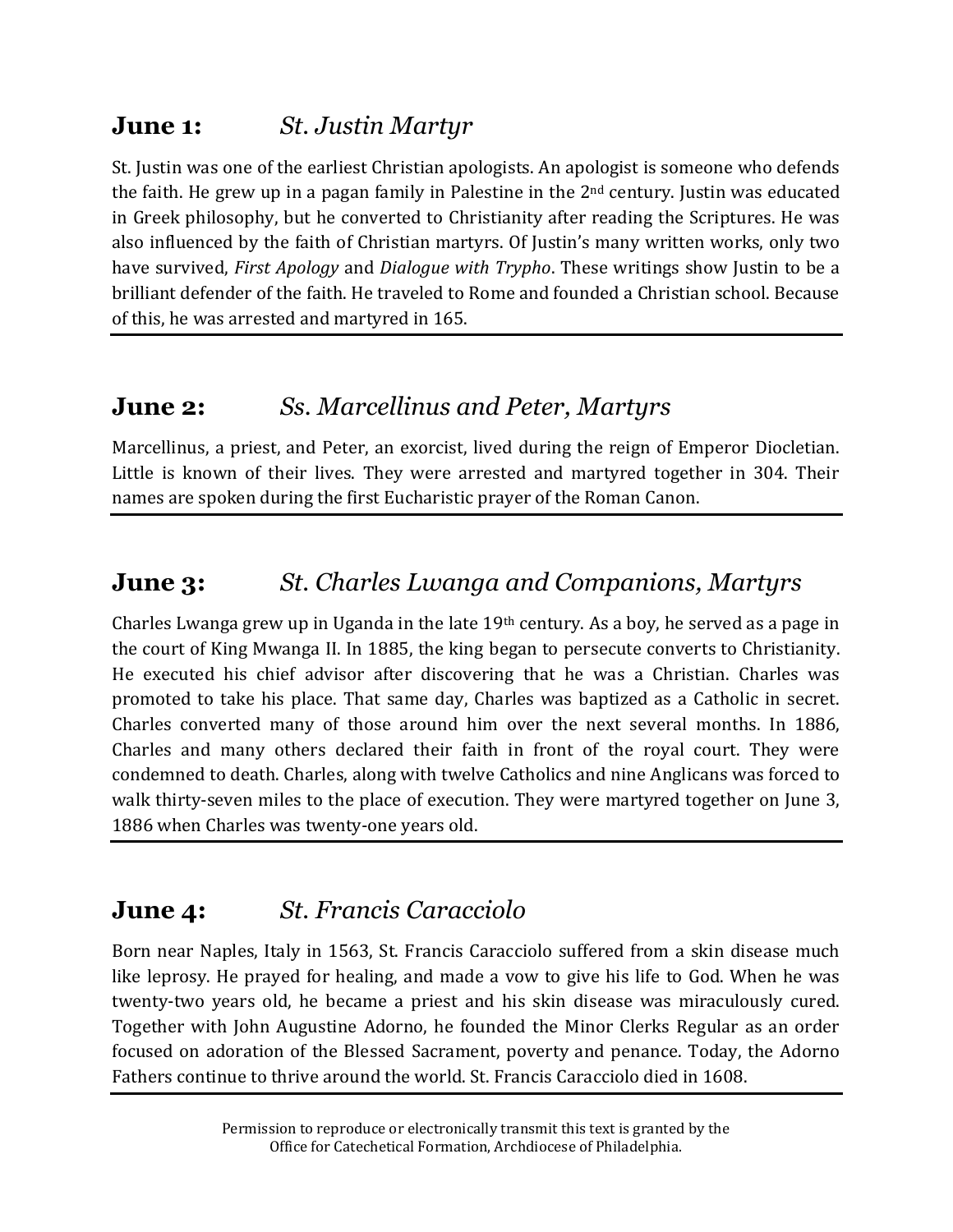## June 1: *St. Justin Martyr*

St. Justin was one of the earliest Christian apologists. An apologist is someone who defends the faith. He grew up in a pagan family in Palestine in the 2nd century. Justin was educated in Greek philosophy, but he converted to Christianity after reading the Scriptures. He was also influenced by the faith of Christian martyrs. Of Justin's many written works, only two have survived, *First Apology* and *Dialogue with Trypho*. These writings show Justin to be a brilliant defender of the faith. He traveled to Rome and founded a Christian school. Because of this, he was arrested and martyred in 165.

---

## June 2: *Ss. Marcellinus and Peter, Martyrs*

Marcellinus, a priest, and Peter, an exorcist, lived during the reign of Emperor Diocletian. Little is known of their lives. They were arrested and martyred together in 304. Their names are spoken during the first Eucharistic prayer of the Roman Canon.

---

## June 3: *St. Charles Lwanga and Companions, Martyrs*

Charles Lwanga grew up in Uganda in the late 19th century. As a boy, he served as a page in the court of King Mwanga II. In 1885, the king began to persecute converts to Christianity. He executed his chief advisor after discovering that he was a Christian. Charles was promoted to take his place. That same day, Charles was baptized as a Catholic in secret. Charles converted many of those around him over the next several months. In 1886, Charles and many others declared their faith in front of the royal court. They were condemned to death. Charles, along with twelve Catholics and nine Anglicans was forced to walk thirty-seven miles to the place of execution. They were martyred together on June 3, 1886 when Charles was twenty-one years old.

---

## June 4: *St. Francis Caracciolo*

Born near Naples, Italy in 1563, St. Francis Caracciolo suffered from a skin disease much like leprosy. He prayed for healing, and made a vow to give his life to God. When he was twenty-two years old, he became a priest and his skin disease was miraculously cured. Together with John Augustine Adorno, he founded the Minor Clerks Regular as an order focused on adoration of the Blessed Sacrament, poverty and penance. Today, the Adorno Fathers continue to thrive around the world. St. Francis Caracciolo died in 1608.

---

Permission to reproduce or electronically transmit this text is granted by the Office for Catechetical Formation, Archdiocese of Philadelphia.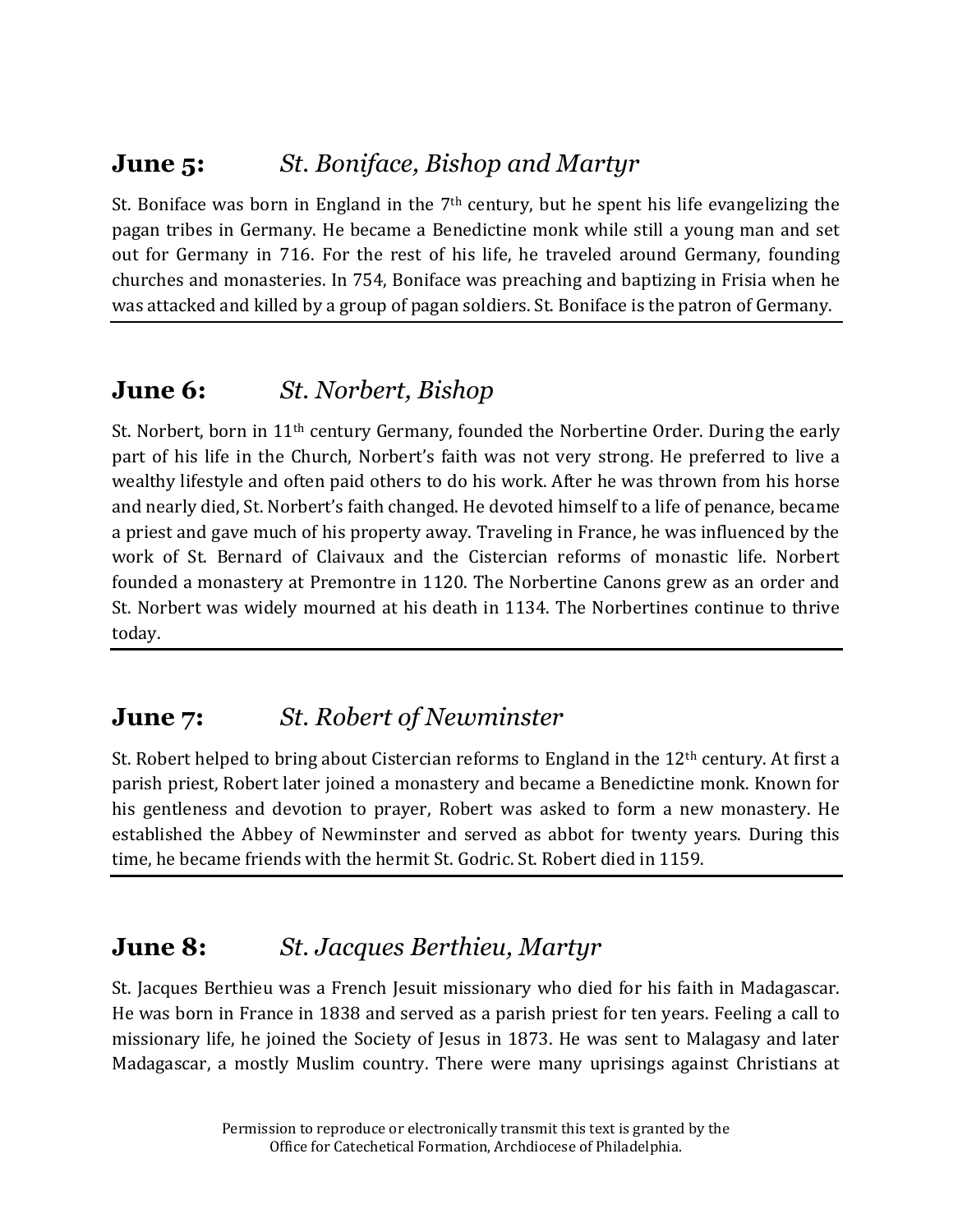## **June 5:** *St. Boniface, Bishop and Martyr*

St. Boniface was born in England in the 7th century, but he spent his life evangelizing the pagan tribes in Germany. He became a Benedictine monk while still a young man and set out for Germany in 716. For the rest of his life, he traveled around Germany, founding churches and monasteries. In 754, Boniface was preaching and baptizing in Frisia when he was attacked and killed by a group of pagan soldiers. St. Boniface is the patron of Germany.

---

## **June 6:** *St. Norbert, Bishop*

St. Norbert, born in 11th century Germany, founded the Norbertine Order. During the early part of his life in the Church, Norbert's faith was not very strong. He preferred to live a wealthy lifestyle and often paid others to do his work. After he was thrown from his horse and nearly died, St. Norbert's faith changed. He devoted himself to a life of penance, became a priest and gave much of his property away. Traveling in France, he was influenced by the work of St. Bernard of Claivaux and the Cistercian reforms of monastic life. Norbert founded a monastery at Premontre in 1120. The Norbertine Canons grew as an order and St. Norbert was widely mourned at his death in 1134. The Norbertines continue to thrive today.

---

## **June 7:** *St. Robert of Newminster*

St. Robert helped to bring about Cistercian reforms to England in the 12th century. At first a parish priest, Robert later joined a monastery and became a Benedictine monk. Known for his gentleness and devotion to prayer, Robert was asked to form a new monastery. He established the Abbey of Newminster and served as abbot for twenty years. During this time, he became friends with the hermit St. Godric. St. Robert died in 1159.

---

## **June 8:** *St. Jacques Berthieu, Martyr*

St. Jacques Berthieu was a French Jesuit missionary who died for his faith in Madagascar. He was born in France in 1838 and served as a parish priest for ten years. Feeling a call to missionary life, he joined the Society of Jesus in 1873. He was sent to Malagasy and later Madagascar, a mostly Muslim country. There were many uprisings against Christians at

Permission to reproduce or electronically transmit this text is granted by the Office for Catechetical Formation, Archdiocese of Philadelphia.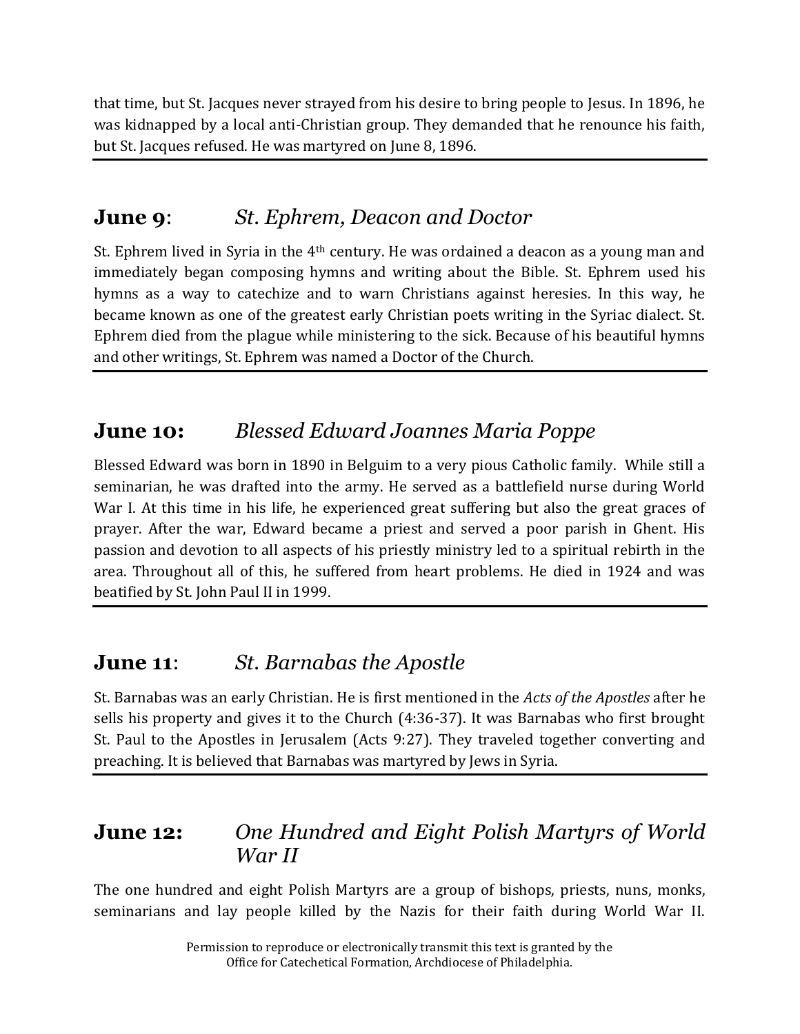that time, but St. Jacques never strayed from his desire to bring people to Jesus. In 1896, he was kidnapped by a local anti-Christian group. They demanded that he renounce his faith, but St. Jacques refused. He was martyred on June 8, 1896.

---

## **June 9**: *St. Ephrem, Deacon and Doctor*

St. Ephrem lived in Syria in the 4th century. He was ordained a deacon as a young man and immediately began composing hymns and writing about the Bible. St. Ephrem used his hymns as a way to catechize and to warn Christians against heresies. In this way, he became known as one of the greatest early Christian poets writing in the Syriac dialect. St. Ephrem died from the plague while ministering to the sick. Because of his beautiful hymns and other writings, St. Ephrem was named a Doctor of the Church.

---

## **June 10:** *Blessed Edward Joannes Maria Poppe*

Blessed Edward was born in 1890 in Belguim to a very pious Catholic family. While still a seminarian, he was drafted into the army. He served as a battlefield nurse during World War I. At this time in his life, he experienced great suffering but also the great graces of prayer. After the war, Edward became a priest and served a poor parish in Ghent. His passion and devotion to all aspects of his priestly ministry led to a spiritual rebirth in the area. Throughout all of this, he suffered from heart problems. He died in 1924 and was beatified by St. John Paul II in 1999.

---

## **June 11**: *St. Barnabas the Apostle*

St. Barnabas was an early Christian. He is first mentioned in the *Acts of the Apostles* after he sells his property and gives it to the Church (4:36-37). It was Barnabas who first brought St. Paul to the Apostles in Jerusalem (Acts 9:27). They traveled together converting and preaching. It is believed that Barnabas was martyred by Jews in Syria.

---

## **June 12:** *One Hundred and Eight Polish Martyrs of World War II*

The one hundred and eight Polish Martyrs are a group of bishops, priests, nuns, monks, seminarians and lay people killed by the Nazis for their faith during World War II.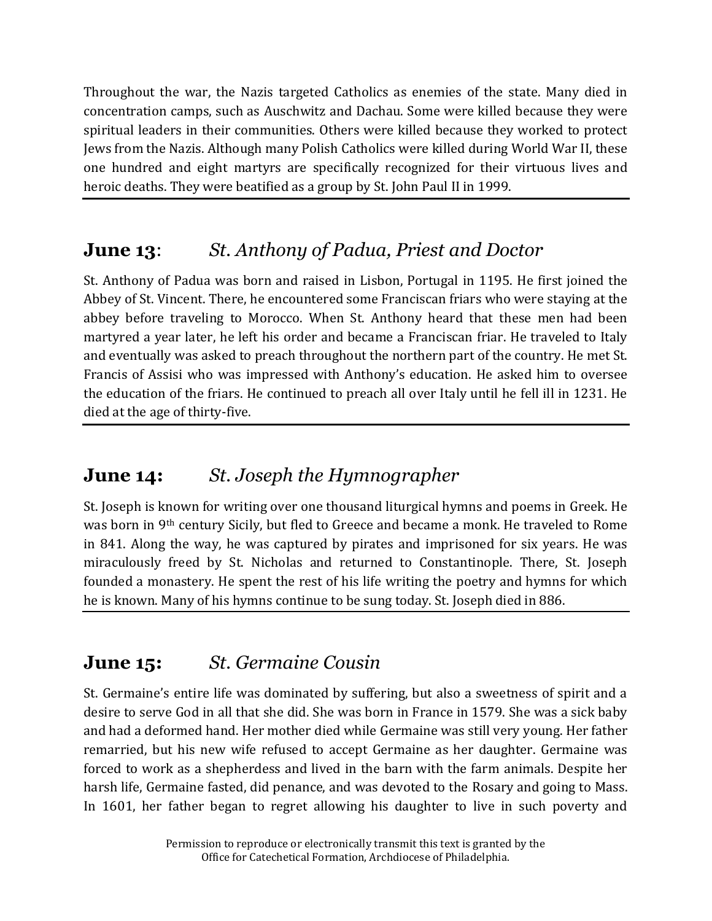Throughout the war, the Nazis targeted Catholics as enemies of the state. Many died in concentration camps, such as Auschwitz and Dachau. Some were killed because they were spiritual leaders in their communities. Others were killed because they worked to protect Jews from the Nazis. Although many Polish Catholics were killed during World War II, these one hundred and eight martyrs are specifically recognized for their virtuous lives and heroic deaths. They were beatified as a group by St. John Paul II in 1999.

---

## **June 13**: *St. Anthony of Padua, Priest and Doctor*

St. Anthony of Padua was born and raised in Lisbon, Portugal in 1195. He first joined the Abbey of St. Vincent. There, he encountered some Franciscan friars who were staying at the abbey before traveling to Morocco. When St. Anthony heard that these men had been martyred a year later, he left his order and became a Franciscan friar. He traveled to Italy and eventually was asked to preach throughout the northern part of the country. He met St. Francis of Assisi who was impressed with Anthony's education. He asked him to oversee the education of the friars. He continued to preach all over Italy until he fell ill in 1231. He died at the age of thirty-five.

---

## **June 14:** *St. Joseph the Hymnographer*

St. Joseph is known for writing over one thousand liturgical hymns and poems in Greek. He was born in 9th century Sicily, but fled to Greece and became a monk. He traveled to Rome in 841. Along the way, he was captured by pirates and imprisoned for six years. He was miraculously freed by St. Nicholas and returned to Constantinople. There, St. Joseph founded a monastery. He spent the rest of his life writing the poetry and hymns for which he is known. Many of his hymns continue to be sung today. St. Joseph died in 886.

---

## **June 15:** *St. Germaine Cousin*

St. Germaine's entire life was dominated by suffering, but also a sweetness of spirit and a desire to serve God in all that she did. She was born in France in 1579. She was a sick baby and had a deformed hand. Her mother died while Germaine was still very young. Her father remarried, but his new wife refused to accept Germaine as her daughter. Germaine was forced to work as a shepherdess and lived in the barn with the farm animals. Despite her harsh life, Germaine fasted, did penance, and was devoted to the Rosary and going to Mass. In 1601, her father began to regret allowing his daughter to live in such poverty and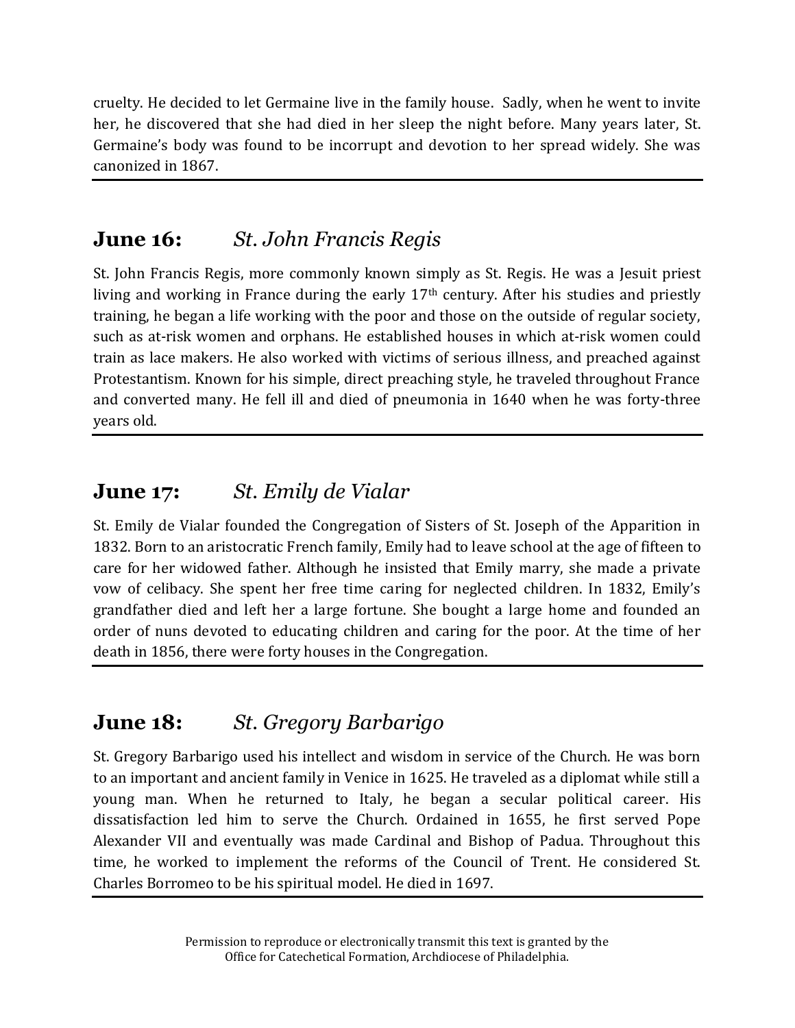cruelty. He decided to let Germaine live in the family house. Sadly, when he went to invite her, he discovered that she had died in her sleep the night before. Many years later, St. Germaine's body was found to be incorrupt and devotion to her spread widely. She was canonized in 1867.

---

## **June 16:** *St. John Francis Regis*

St. John Francis Regis, more commonly known simply as St. Regis. He was a Jesuit priest living and working in France during the early 17th century. After his studies and priestly training, he began a life working with the poor and those on the outside of regular society, such as at-risk women and orphans. He established houses in which at-risk women could train as lace makers. He also worked with victims of serious illness, and preached against Protestantism. Known for his simple, direct preaching style, he traveled throughout France and converted many. He fell ill and died of pneumonia in 1640 when he was forty-three years old.

---

## **June 17:** *St. Emily de Vialar*

St. Emily de Vialar founded the Congregation of Sisters of St. Joseph of the Apparition in 1832. Born to an aristocratic French family, Emily had to leave school at the age of fifteen to care for her widowed father. Although he insisted that Emily marry, she made a private vow of celibacy. She spent her free time caring for neglected children. In 1832, Emily's grandfather died and left her a large fortune. She bought a large home and founded an order of nuns devoted to educating children and caring for the poor. At the time of her death in 1856, there were forty houses in the Congregation.

---

## **June 18:** *St. Gregory Barbarigo*

St. Gregory Barbarigo used his intellect and wisdom in service of the Church. He was born to an important and ancient family in Venice in 1625. He traveled as a diplomat while still a young man. When he returned to Italy, he began a secular political career. His dissatisfaction led him to serve the Church. Ordained in 1655, he first served Pope Alexander VII and eventually was made Cardinal and Bishop of Padua. Throughout this time, he worked to implement the reforms of the Council of Trent. He considered St. Charles Borromeo to be his spiritual model. He died in 1697.

---

Permission to reproduce or electronically transmit this text is granted by the Office for Catechetical Formation, Archdiocese of Philadelphia.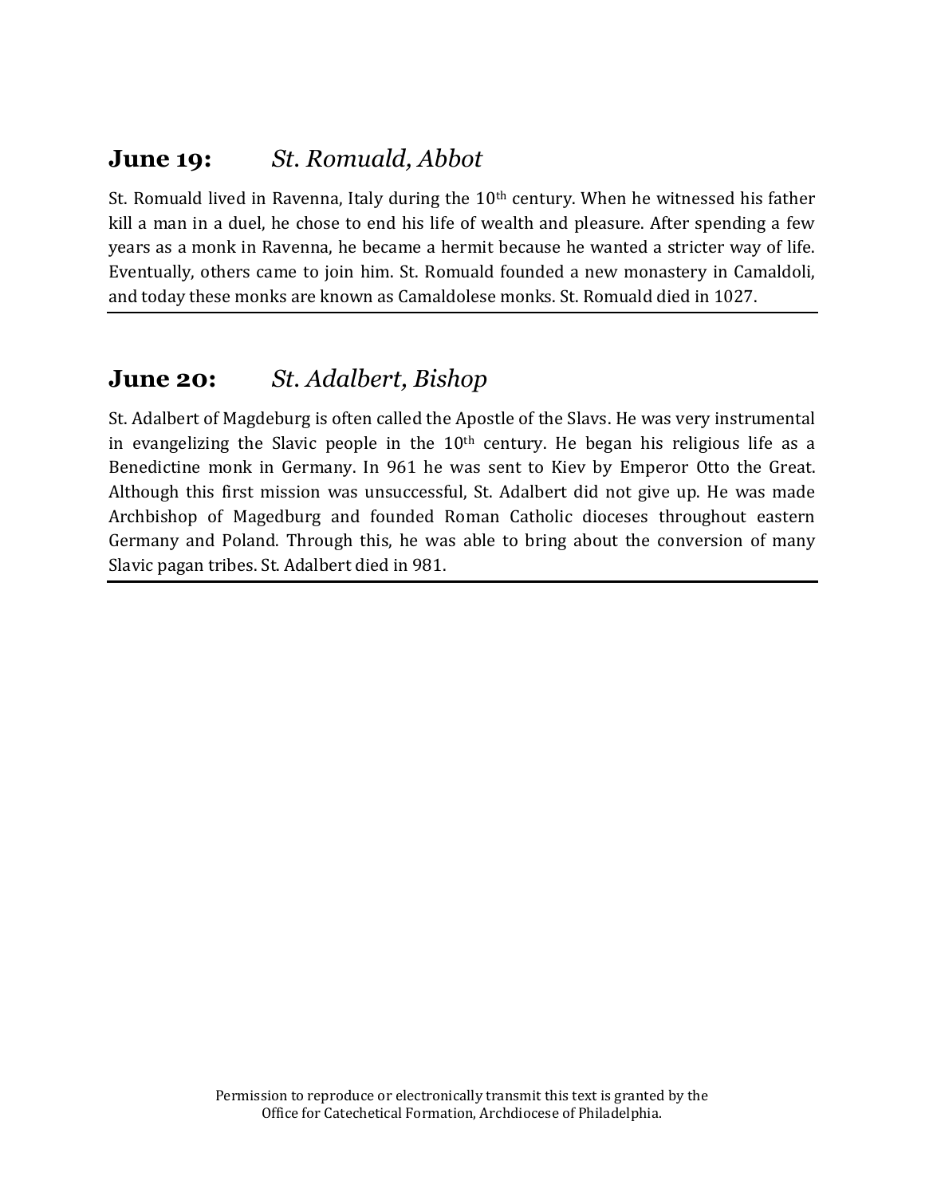## **June 19:** *St. Romuald, Abbot*

St. Romuald lived in Ravenna, Italy during the 10th century. When he witnessed his father kill a man in a duel, he chose to end his life of wealth and pleasure. After spending a few years as a monk in Ravenna, he became a hermit because he wanted a stricter way of life. Eventually, others came to join him. St. Romuald founded a new monastery in Camaldoli, and today these monks are known as Camaldolese monks. St. Romuald died in 1027.

---

## **June 20:** *St. Adalbert, Bishop*

St. Adalbert of Magdeburg is often called the Apostle of the Slavs. He was very instrumental in evangelizing the Slavic people in the 10th century. He began his religious life as a Benedictine monk in Germany. In 961 he was sent to Kiev by Emperor Otto the Great. Although this first mission was unsuccessful, St. Adalbert did not give up. He was made Archbishop of Magedburg and founded Roman Catholic dioceses throughout eastern Germany and Poland. Through this, he was able to bring about the conversion of many Slavic pagan tribes. St. Adalbert died in 981.

---

Permission to reproduce or electronically transmit this text is granted by the Office for Catechetical Formation, Archdiocese of Philadelphia.